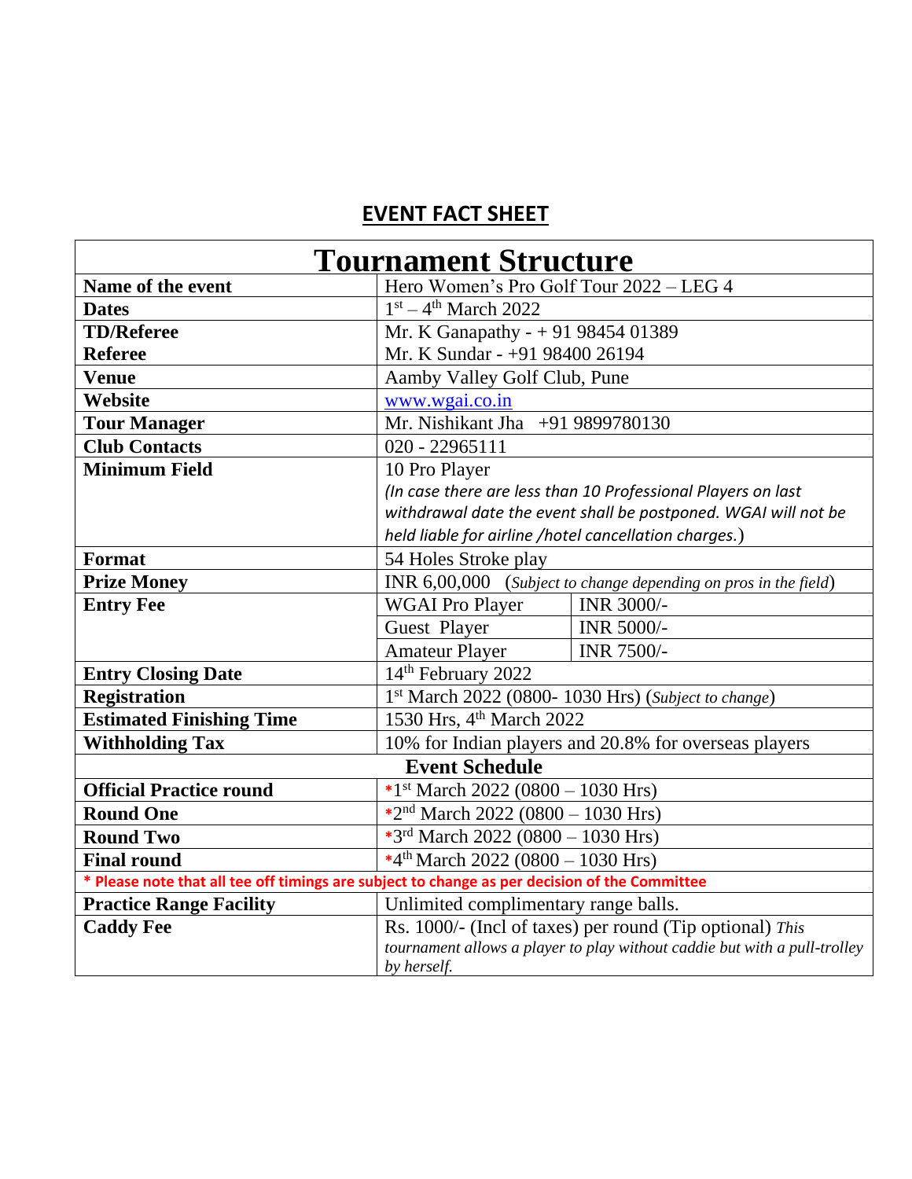# EVENT FACT SHEET

| Tournament Structure | | |
|---|---|---|
| **Name of the event** | Hero Women's Pro Golf Tour 2022 – LEG 4 | |
| **Dates** | 1st – 4th March 2022 | |
| **TD/Referee** | Mr. K Ganapathy - + 91 98454 01389 | |
| **Referee** | Mr. K Sundar - +91 98400 26194 | |
| **Venue** | Aamby Valley Golf Club, Pune | |
| **Website** | www.wgai.co.in | |
| **Tour Manager** | Mr. Nishikant Jha +91 9899780130 | |
| **Club Contacts** | 020 - 22965111 | |
| **Minimum Field** | 10 Pro Player *(In case there are less than 10 Professional Players on last withdrawal date the event shall be postponed. WGAI will not be held liable for airline /hotel cancellation charges.)* | |
| **Format** | 54 Holes Stroke play | |
| **Prize Money** | INR 6,00,000 (*Subject to change depending on pros in the field*) | |
| **Entry Fee** | WGAI Pro Player | INR 3000/- |
| | Guest Player | INR 5000/- |
| | Amateur Player | INR 7500/- |
| **Entry Closing Date** | 14th February 2022 | |
| **Registration** | 1st March 2022 (0800- 1030 Hrs) (*Subject to change*) | |
| **Estimated Finishing Time** | 1530 Hrs, 4th March 2022 | |
| **Withholding Tax** | 10% for Indian players and 20.8% for overseas players | |
| **Event Schedule** | | |
| **Official Practice round** | *1st March 2022 (0800 – 1030 Hrs) | |
| **Round One** | *2nd March 2022 (0800 – 1030 Hrs) | |
| **Round Two** | *3rd March 2022 (0800 – 1030 Hrs) | |
| **Final round** | *4th March 2022 (0800 – 1030 Hrs) | |
| **\* Please note that all tee off timings are subject to change as per decision of the Committee** | | |
| **Practice Range Facility** | Unlimited complimentary range balls. | |
| **Caddy Fee** | Rs. 1000/- (Incl of taxes) per round (Tip optional) *This tournament allows a player to play without caddie but with a pull-trolley by herself.* | |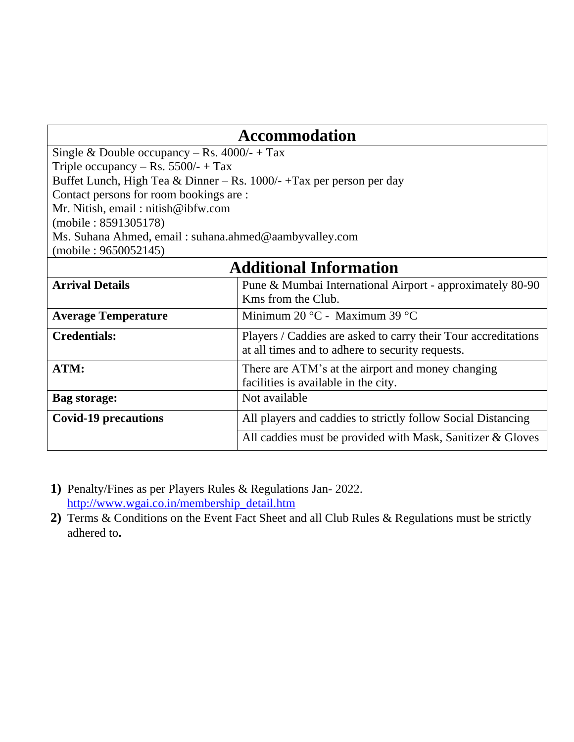## Accommodation

Single & Double occupancy – Rs. 4000/- + Tax
Triple occupancy – Rs. 5500/- + Tax
Buffet Lunch, High Tea & Dinner – Rs. 1000/- +Tax per person per day
Contact persons for room bookings are :
Mr. Nitish, email : nitish@ibfw.com
(mobile : 8591305178)
Ms. Suhana Ahmed, email : suhana.ahmed@aambyvalley.com
(mobile : 9650052145)

## Additional Information

| | |
|---|---|
| **Arrival Details** | Pune & Mumbai International Airport - approximately 80-90 Kms from the Club. |
| **Average Temperature** | Minimum 20 °C - Maximum 39 °C |
| **Credentials:** | Players / Caddies are asked to carry their Tour accreditations at all times and to adhere to security requests. |
| **ATM:** | There are ATM's at the airport and money changing facilities is available in the city. |
| **Bag storage:** | Not available |
| **Covid-19 precautions** | All players and caddies to strictly follow Social Distancing |
| | All caddies must be provided with Mask, Sanitizer & Gloves |

1) Penalty/Fines as per Players Rules & Regulations Jan- 2022.
   http://www.wgai.co.in/membership_detail.htm
2) Terms & Conditions on the Event Fact Sheet and all Club Rules & Regulations must be strictly adhered to**.**